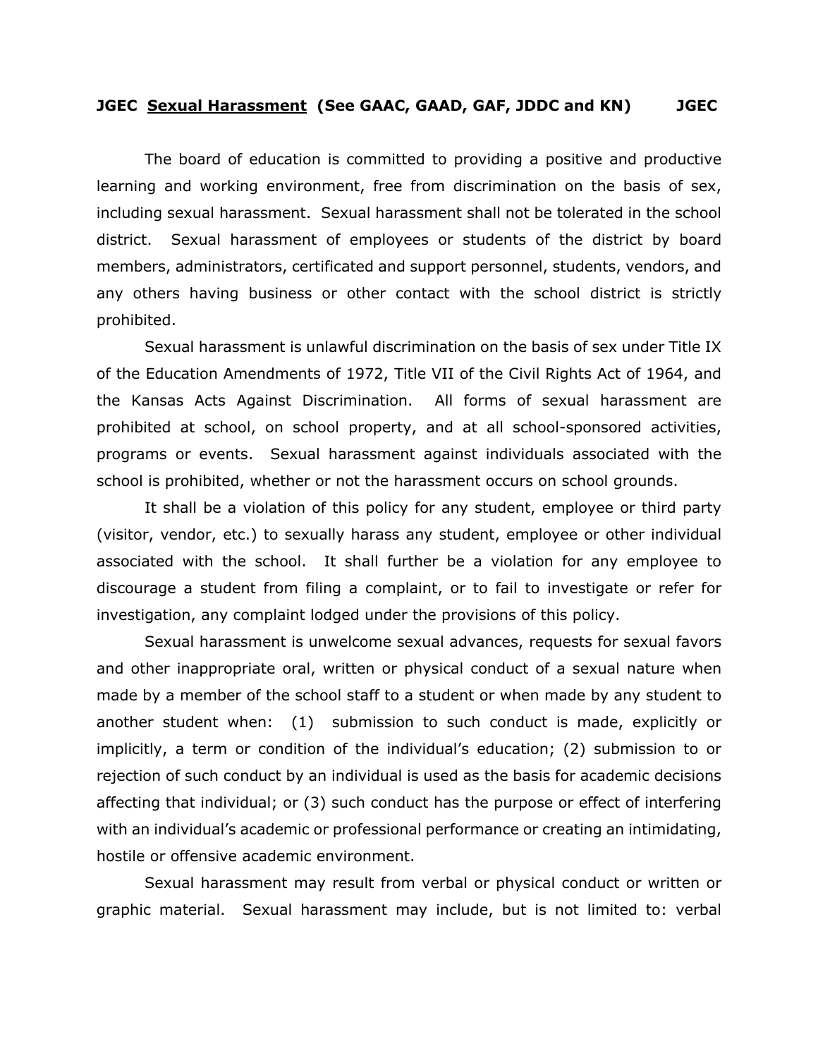# JGEC **Sexual Harassment** (See GAAC, GAAD, GAF, JDDC and KN) JGEC

The board of education is committed to providing a positive and productive learning and working environment, free from discrimination on the basis of sex, including sexual harassment. Sexual harassment shall not be tolerated in the school district. Sexual harassment of employees or students of the district by board members, administrators, certificated and support personnel, students, vendors, and any others having business or other contact with the school district is strictly prohibited.

Sexual harassment is unlawful discrimination on the basis of sex under Title IX of the Education Amendments of 1972, Title VII of the Civil Rights Act of 1964, and the Kansas Acts Against Discrimination. All forms of sexual harassment are prohibited at school, on school property, and at all school-sponsored activities, programs or events. Sexual harassment against individuals associated with the school is prohibited, whether or not the harassment occurs on school grounds.

It shall be a violation of this policy for any student, employee or third party (visitor, vendor, etc.) to sexually harass any student, employee or other individual associated with the school. It shall further be a violation for any employee to discourage a student from filing a complaint, or to fail to investigate or refer for investigation, any complaint lodged under the provisions of this policy.

Sexual harassment is unwelcome sexual advances, requests for sexual favors and other inappropriate oral, written or physical conduct of a sexual nature when made by a member of the school staff to a student or when made by any student to another student when: (1) submission to such conduct is made, explicitly or implicitly, a term or condition of the individual's education; (2) submission to or rejection of such conduct by an individual is used as the basis for academic decisions affecting that individual; or (3) such conduct has the purpose or effect of interfering with an individual's academic or professional performance or creating an intimidating, hostile or offensive academic environment.

Sexual harassment may result from verbal or physical conduct or written or graphic material. Sexual harassment may include, but is not limited to: verbal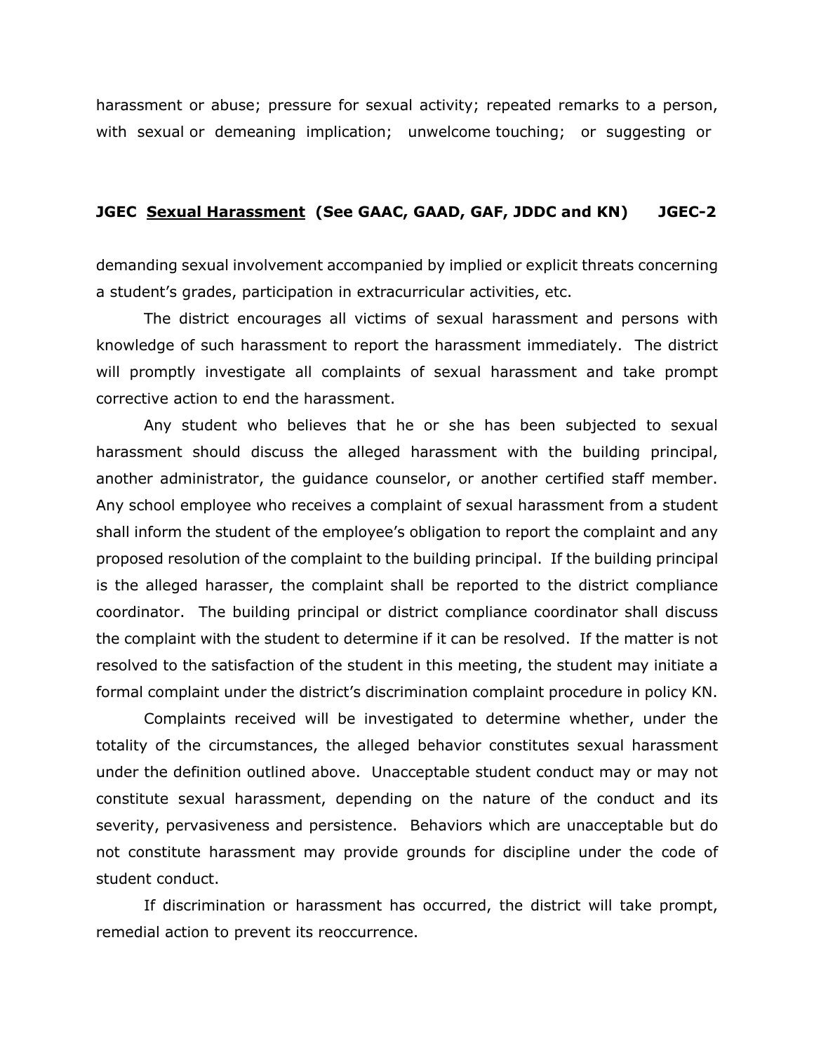harassment or abuse; pressure for sexual activity; repeated remarks to a person, with sexual or demeaning implication; unwelcome touching; or suggesting or demanding sexual involvement accompanied by implied or explicit threats concerning a student's grades, participation in extracurricular activities, etc.

The district encourages all victims of sexual harassment and persons with knowledge of such harassment to report the harassment immediately. The district will promptly investigate all complaints of sexual harassment and take prompt corrective action to end the harassment.

Any student who believes that he or she has been subjected to sexual harassment should discuss the alleged harassment with the building principal, another administrator, the guidance counselor, or another certified staff member. Any school employee who receives a complaint of sexual harassment from a student shall inform the student of the employee's obligation to report the complaint and any proposed resolution of the complaint to the building principal. If the building principal is the alleged harasser, the complaint shall be reported to the district compliance coordinator. The building principal or district compliance coordinator shall discuss the complaint with the student to determine if it can be resolved. If the matter is not resolved to the satisfaction of the student in this meeting, the student may initiate a formal complaint under the district's discrimination complaint procedure in policy KN.

Complaints received will be investigated to determine whether, under the totality of the circumstances, the alleged behavior constitutes sexual harassment under the definition outlined above. Unacceptable student conduct may or may not constitute sexual harassment, depending on the nature of the conduct and its severity, pervasiveness and persistence. Behaviors which are unacceptable but do not constitute harassment may provide grounds for discipline under the code of student conduct.

If discrimination or harassment has occurred, the district will take prompt, remedial action to prevent its reoccurrence.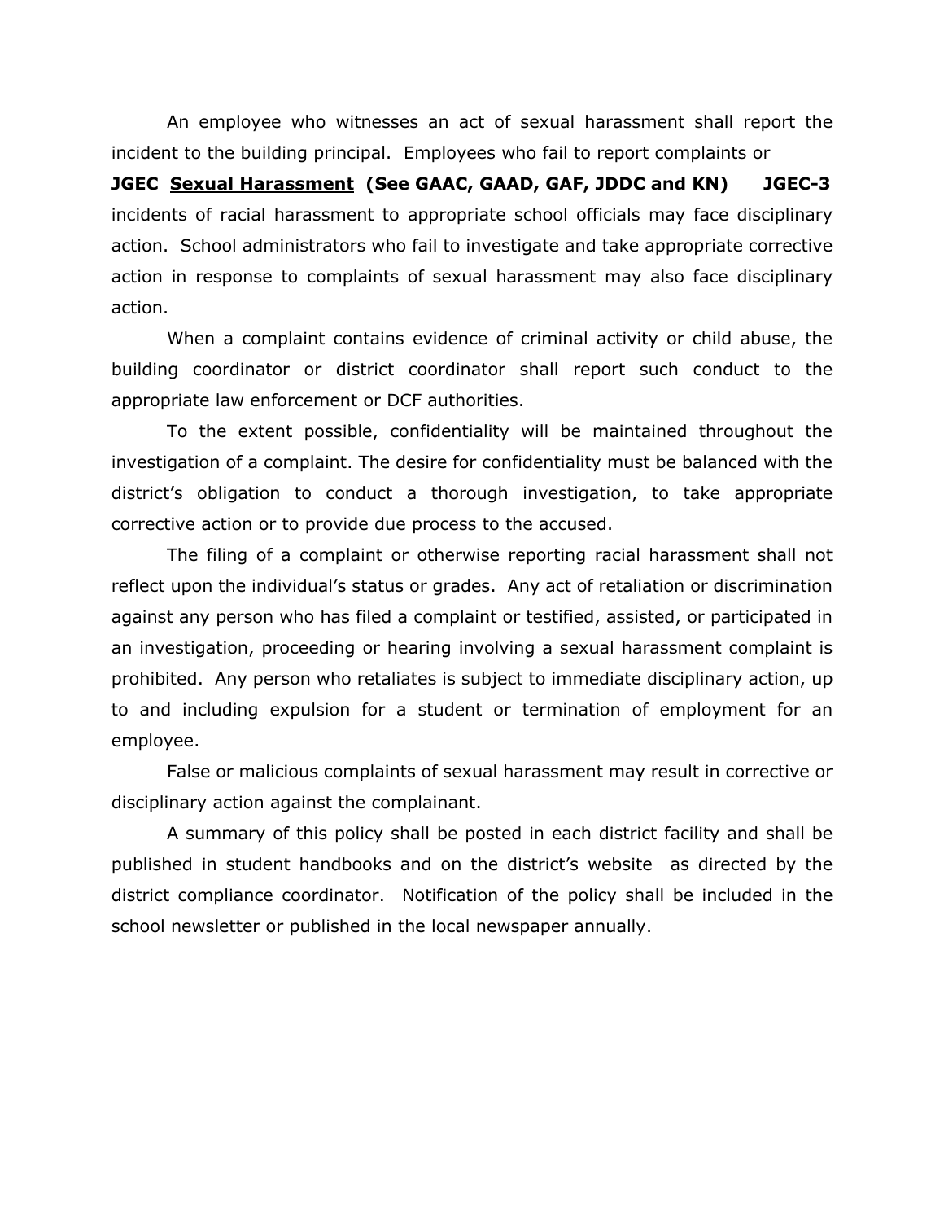An employee who witnesses an act of sexual harassment shall report the incident to the building principal. Employees who fail to report complaints or incidents of racial harassment to appropriate school officials may face disciplinary action. School administrators who fail to investigate and take appropriate corrective action in response to complaints of sexual harassment may also face disciplinary action.

When a complaint contains evidence of criminal activity or child abuse, the building coordinator or district coordinator shall report such conduct to the appropriate law enforcement or DCF authorities.

To the extent possible, confidentiality will be maintained throughout the investigation of a complaint. The desire for confidentiality must be balanced with the district's obligation to conduct a thorough investigation, to take appropriate corrective action or to provide due process to the accused.

The filing of a complaint or otherwise reporting racial harassment shall not reflect upon the individual's status or grades. Any act of retaliation or discrimination against any person who has filed a complaint or testified, assisted, or participated in an investigation, proceeding or hearing involving a sexual harassment complaint is prohibited. Any person who retaliates is subject to immediate disciplinary action, up to and including expulsion for a student or termination of employment for an employee.

False or malicious complaints of sexual harassment may result in corrective or disciplinary action against the complainant.

A summary of this policy shall be posted in each district facility and shall be published in student handbooks and on the district's website as directed by the district compliance coordinator. Notification of the policy shall be included in the school newsletter or published in the local newspaper annually.